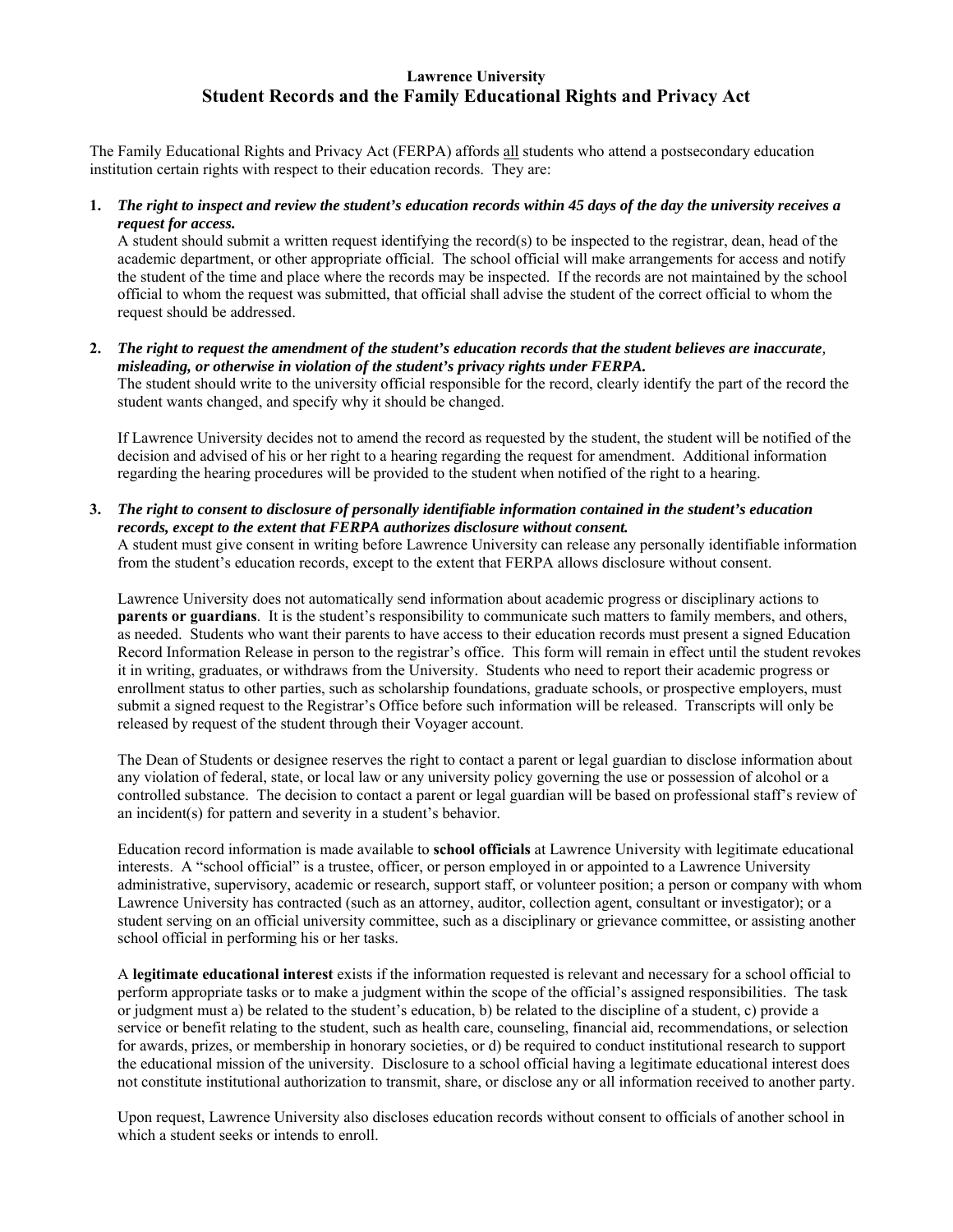**Lawrence University**

# Student Records and the Family Educational Rights and Privacy Act

The Family Educational Rights and Privacy Act (FERPA) affords all students who attend a postsecondary education institution certain rights with respect to their education records. They are:

1. ***The right to inspect and review the student's education records within 45 days of the day the university receives a request for access.***
   A student should submit a written request identifying the record(s) to be inspected to the registrar, dean, head of the academic department, or other appropriate official. The school official will make arrangements for access and notify the student of the time and place where the records may be inspected. If the records are not maintained by the school official to whom the request was submitted, that official shall advise the student of the correct official to whom the request should be addressed.

2. ***The right to request the amendment of the student's education records that the student believes are inaccurate, misleading, or otherwise in violation of the student's privacy rights under FERPA.***
   The student should write to the university official responsible for the record, clearly identify the part of the record the student wants changed, and specify why it should be changed.

   If Lawrence University decides not to amend the record as requested by the student, the student will be notified of the decision and advised of his or her right to a hearing regarding the request for amendment. Additional information regarding the hearing procedures will be provided to the student when notified of the right to a hearing.

3. ***The right to consent to disclosure of personally identifiable information contained in the student's education records, except to the extent that FERPA authorizes disclosure without consent.***
   A student must give consent in writing before Lawrence University can release any personally identifiable information from the student's education records, except to the extent that FERPA allows disclosure without consent.

   Lawrence University does not automatically send information about academic progress or disciplinary actions to **parents or guardians**. It is the student's responsibility to communicate such matters to family members, and others, as needed. Students who want their parents to have access to their education records must present a signed Education Record Information Release in person to the registrar's office. This form will remain in effect until the student revokes it in writing, graduates, or withdraws from the University. Students who need to report their academic progress or enrollment status to other parties, such as scholarship foundations, graduate schools, or prospective employers, must submit a signed request to the Registrar's Office before such information will be released. Transcripts will only be released by request of the student through their Voyager account.

   The Dean of Students or designee reserves the right to contact a parent or legal guardian to disclose information about any violation of federal, state, or local law or any university policy governing the use or possession of alcohol or a controlled substance. The decision to contact a parent or legal guardian will be based on professional staff's review of an incident(s) for pattern and severity in a student's behavior.

   Education record information is made available to **school officials** at Lawrence University with legitimate educational interests. A "school official" is a trustee, officer, or person employed in or appointed to a Lawrence University administrative, supervisory, academic or research, support staff, or volunteer position; a person or company with whom Lawrence University has contracted (such as an attorney, auditor, collection agent, consultant or investigator); or a student serving on an official university committee, such as a disciplinary or grievance committee, or assisting another school official in performing his or her tasks.

   A **legitimate educational interest** exists if the information requested is relevant and necessary for a school official to perform appropriate tasks or to make a judgment within the scope of the official's assigned responsibilities. The task or judgment must a) be related to the student's education, b) be related to the discipline of a student, c) provide a service or benefit relating to the student, such as health care, counseling, financial aid, recommendations, or selection for awards, prizes, or membership in honorary societies, or d) be required to conduct institutional research to support the educational mission of the university. Disclosure to a school official having a legitimate educational interest does not constitute institutional authorization to transmit, share, or disclose any or all information received to another party.

   Upon request, Lawrence University also discloses education records without consent to officials of another school in which a student seeks or intends to enroll.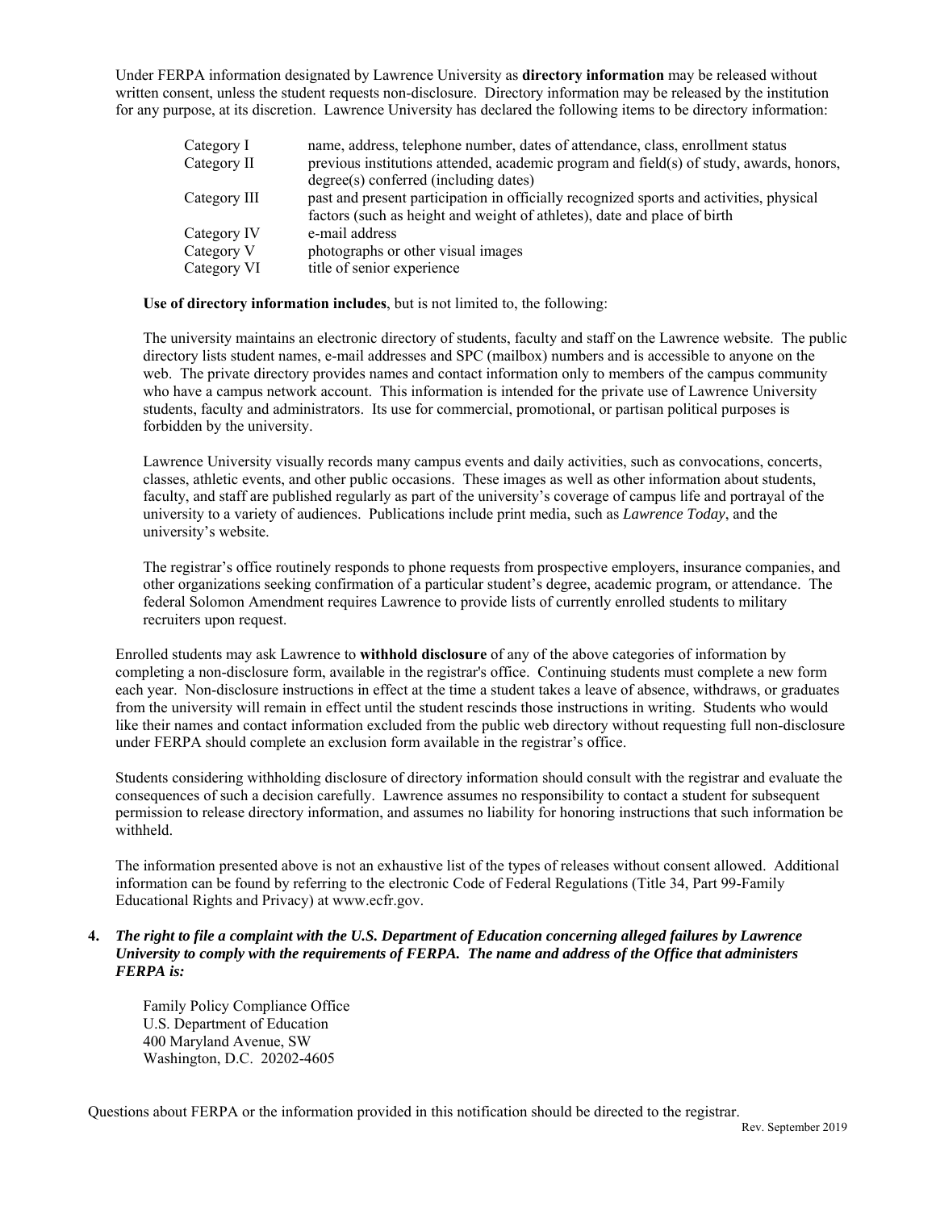Under FERPA information designated by Lawrence University as **directory information** may be released without written consent, unless the student requests non-disclosure. Directory information may be released by the institution for any purpose, at its discretion. Lawrence University has declared the following items to be directory information:

| | |
|---|---|
| Category I | name, address, telephone number, dates of attendance, class, enrollment status |
| Category II | previous institutions attended, academic program and field(s) of study, awards, honors, degree(s) conferred (including dates) |
| Category III | past and present participation in officially recognized sports and activities, physical factors (such as height and weight of athletes), date and place of birth |
| Category IV | e-mail address |
| Category V | photographs or other visual images |
| Category VI | title of senior experience |

**Use of directory information includes**, but is not limited to, the following:

The university maintains an electronic directory of students, faculty and staff on the Lawrence website. The public directory lists student names, e-mail addresses and SPC (mailbox) numbers and is accessible to anyone on the web. The private directory provides names and contact information only to members of the campus community who have a campus network account. This information is intended for the private use of Lawrence University students, faculty and administrators. Its use for commercial, promotional, or partisan political purposes is forbidden by the university.

Lawrence University visually records many campus events and daily activities, such as convocations, concerts, classes, athletic events, and other public occasions. These images as well as other information about students, faculty, and staff are published regularly as part of the university's coverage of campus life and portrayal of the university to a variety of audiences. Publications include print media, such as *Lawrence Today*, and the university's website.

The registrar's office routinely responds to phone requests from prospective employers, insurance companies, and other organizations seeking confirmation of a particular student's degree, academic program, or attendance. The federal Solomon Amendment requires Lawrence to provide lists of currently enrolled students to military recruiters upon request.

Enrolled students may ask Lawrence to **withhold disclosure** of any of the above categories of information by completing a non-disclosure form, available in the registrar's office. Continuing students must complete a new form each year. Non-disclosure instructions in effect at the time a student takes a leave of absence, withdraws, or graduates from the university will remain in effect until the student rescinds those instructions in writing. Students who would like their names and contact information excluded from the public web directory without requesting full non-disclosure under FERPA should complete an exclusion form available in the registrar's office.

Students considering withholding disclosure of directory information should consult with the registrar and evaluate the consequences of such a decision carefully. Lawrence assumes no responsibility to contact a student for subsequent permission to release directory information, and assumes no liability for honoring instructions that such information be withheld.

The information presented above is not an exhaustive list of the types of releases without consent allowed. Additional information can be found by referring to the electronic Code of Federal Regulations (Title 34, Part 99-Family Educational Rights and Privacy) at www.ecfr.gov.

**4.** ***The right to file a complaint with the U.S. Department of Education concerning alleged failures by Lawrence University to comply with the requirements of FERPA. The name and address of the Office that administers FERPA is:***

Family Policy Compliance Office
U.S. Department of Education
400 Maryland Avenue, SW
Washington, D.C. 20202-4605

Questions about FERPA or the information provided in this notification should be directed to the registrar.

Rev. September 2019